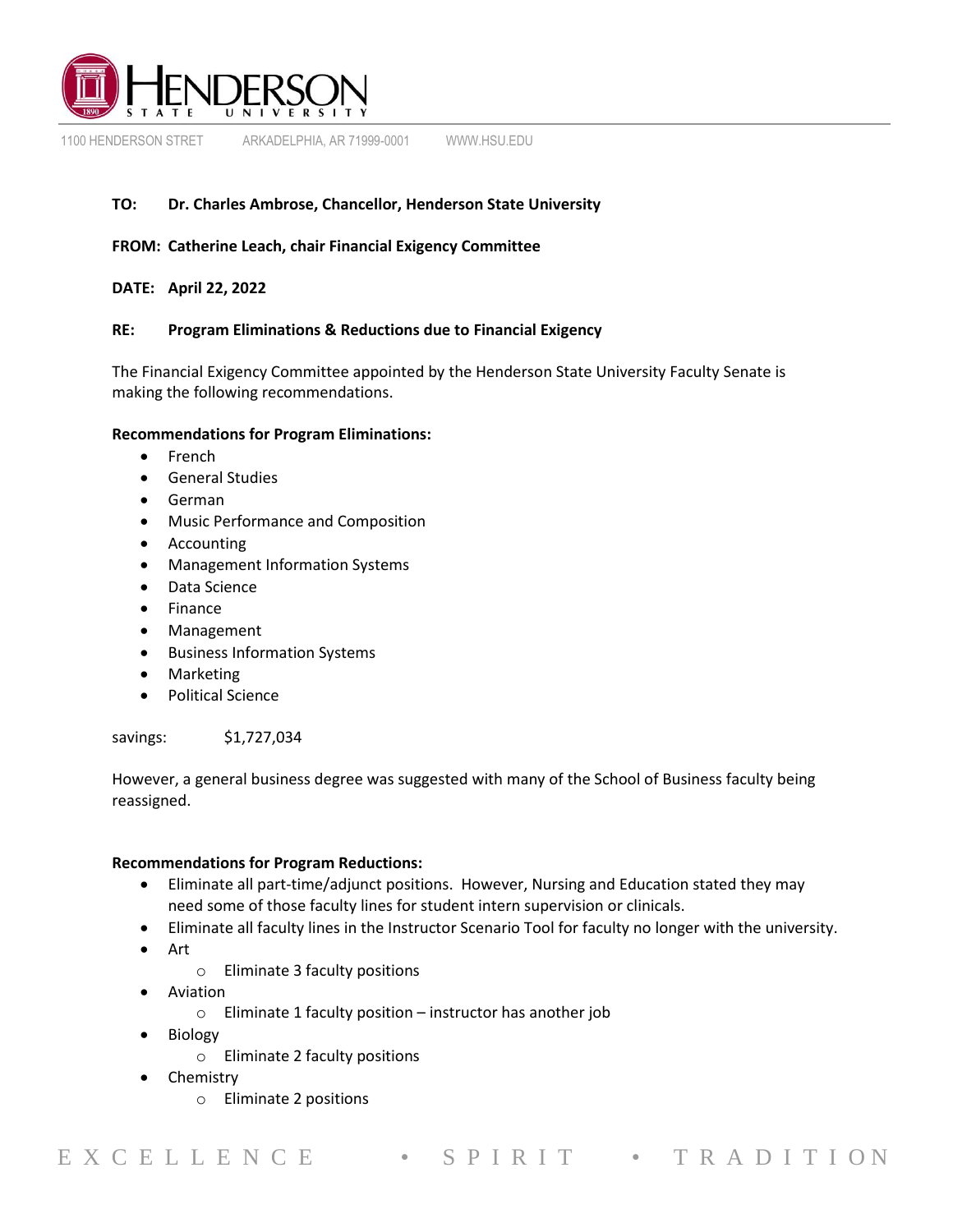**HENDERSON STATE UNIVERSITY**

1100 HENDERSON STRET ARKADELPHIA, AR 71999-0001 WWW.HSU.EDU

**TO:** **Dr. Charles Ambrose, Chancellor, Henderson State University**

**FROM:** **Catherine Leach, chair Financial Exigency Committee**

**DATE:** **April 22, 2022**

**RE:** **Program Eliminations & Reductions due to Financial Exigency**

The Financial Exigency Committee appointed by the Henderson State University Faculty Senate is making the following recommendations.

**Recommendations for Program Eliminations:**

- French
- General Studies
- German
- Music Performance and Composition
- Accounting
- Management Information Systems
- Data Science
- Finance
- Management
- Business Information Systems
- Marketing
- Political Science

savings: $1,727,034

However, a general business degree was suggested with many of the School of Business faculty being reassigned.

**Recommendations for Program Reductions:**

- Eliminate all part-time/adjunct positions. However, Nursing and Education stated they may need some of those faculty lines for student intern supervision or clinicals.
- Eliminate all faculty lines in the Instructor Scenario Tool for faculty no longer with the university.
- Art
  - Eliminate 3 faculty positions
- Aviation
  - Eliminate 1 faculty position – instructor has another job
- Biology
  - Eliminate 2 faculty positions
- Chemistry
  - Eliminate 2 positions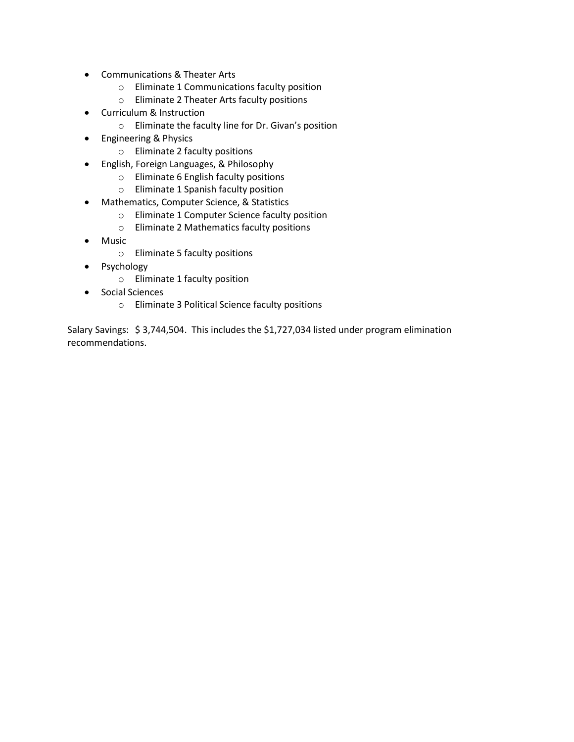- Communications & Theater Arts
  - Eliminate 1 Communications faculty position
  - Eliminate 2 Theater Arts faculty positions
- Curriculum & Instruction
  - Eliminate the faculty line for Dr. Givan's position
- Engineering & Physics
  - Eliminate 2 faculty positions
- English, Foreign Languages, & Philosophy
  - Eliminate 6 English faculty positions
  - Eliminate 1 Spanish faculty position
- Mathematics, Computer Science, & Statistics
  - Eliminate 1 Computer Science faculty position
  - Eliminate 2 Mathematics faculty positions
- Music
  - Eliminate 5 faculty positions
- Psychology
  - Eliminate 1 faculty position
- Social Sciences
  - Eliminate 3 Political Science faculty positions

Salary Savings: $ 3,744,504. This includes the $1,727,034 listed under program elimination recommendations.